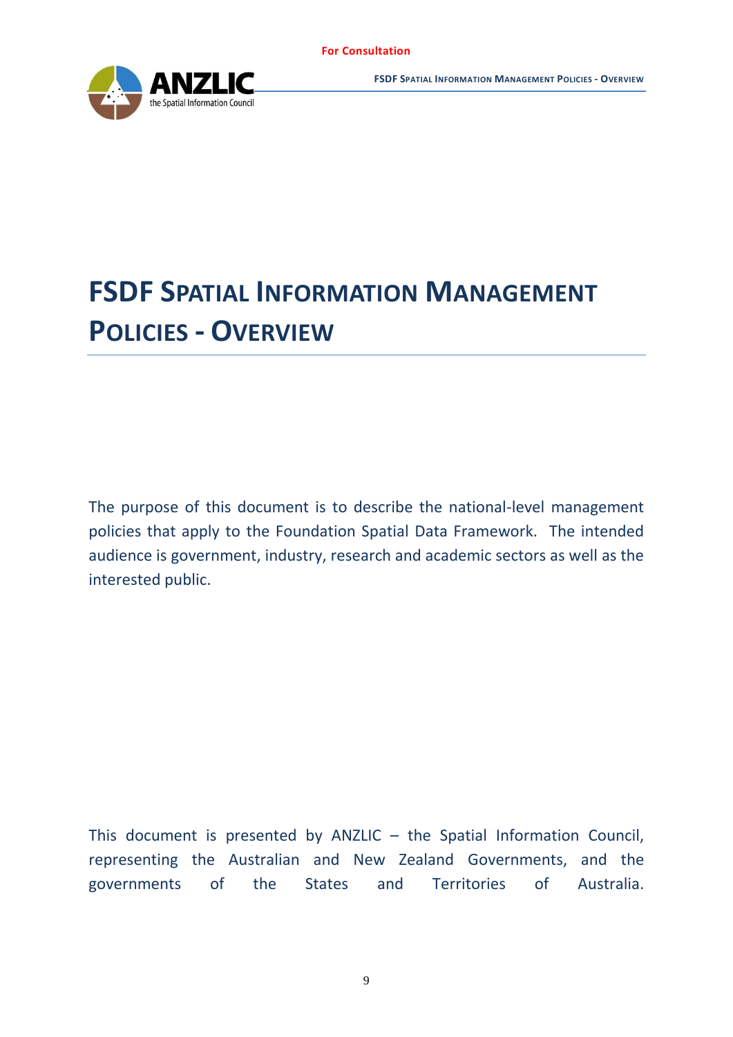For Consultation

# FSDF Spatial Information Management Policies - Overview

The purpose of this document is to describe the national-level management policies that apply to the Foundation Spatial Data Framework. The intended audience is government, industry, research and academic sectors as well as the interested public.

This document is presented by ANZLIC – the Spatial Information Council, representing the Australian and New Zealand Governments, and the governments of the States and Territories of Australia.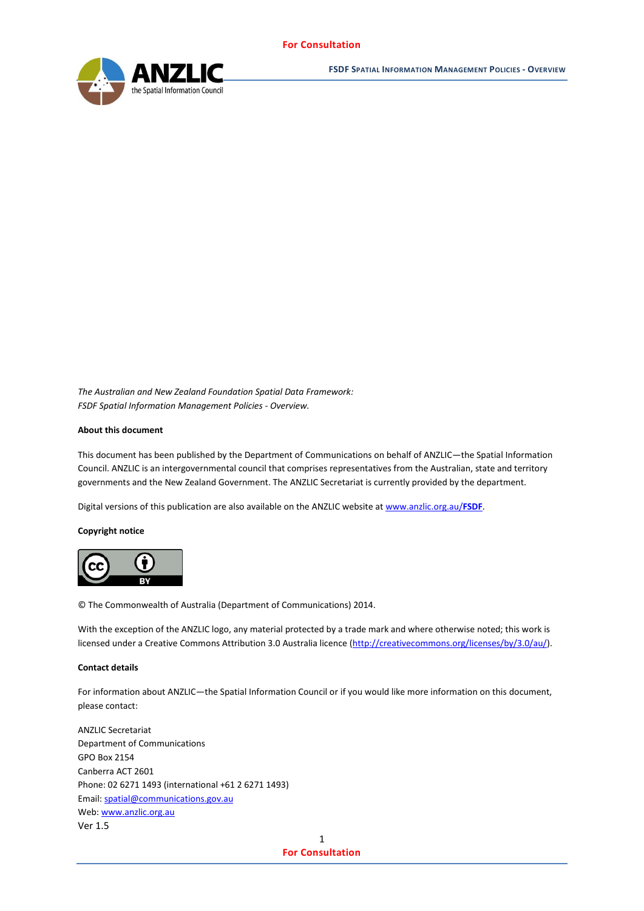*The Australian and New Zealand Foundation Spatial Data Framework:*
*FSDF Spatial Information Management Policies - Overview.*

**About this document**

This document has been published by the Department of Communications on behalf of ANZLIC—the Spatial Information Council. ANZLIC is an intergovernmental council that comprises representatives from the Australian, state and territory governments and the New Zealand Government. The ANZLIC Secretariat is currently provided by the department.

Digital versions of this publication are also available on the ANZLIC website at [www.anzlic.org.au/**FSDF**](http://www.anzlic.org.au/FSDF).

**Copyright notice**

© The Commonwealth of Australia (Department of Communications) 2014.

With the exception of the ANZLIC logo, any material protected by a trade mark and where otherwise noted; this work is licensed under a Creative Commons Attribution 3.0 Australia licence (http://creativecommons.org/licenses/by/3.0/au/).

**Contact details**

For information about ANZLIC—the Spatial Information Council or if you would like more information on this document, please contact:

ANZLIC Secretariat
Department of Communications
GPO Box 2154
Canberra ACT 2601
Phone: 02 6271 1493 (international +61 2 6271 1493)
Email: spatial@communications.gov.au
Web: www.anzlic.org.au
Ver 1.5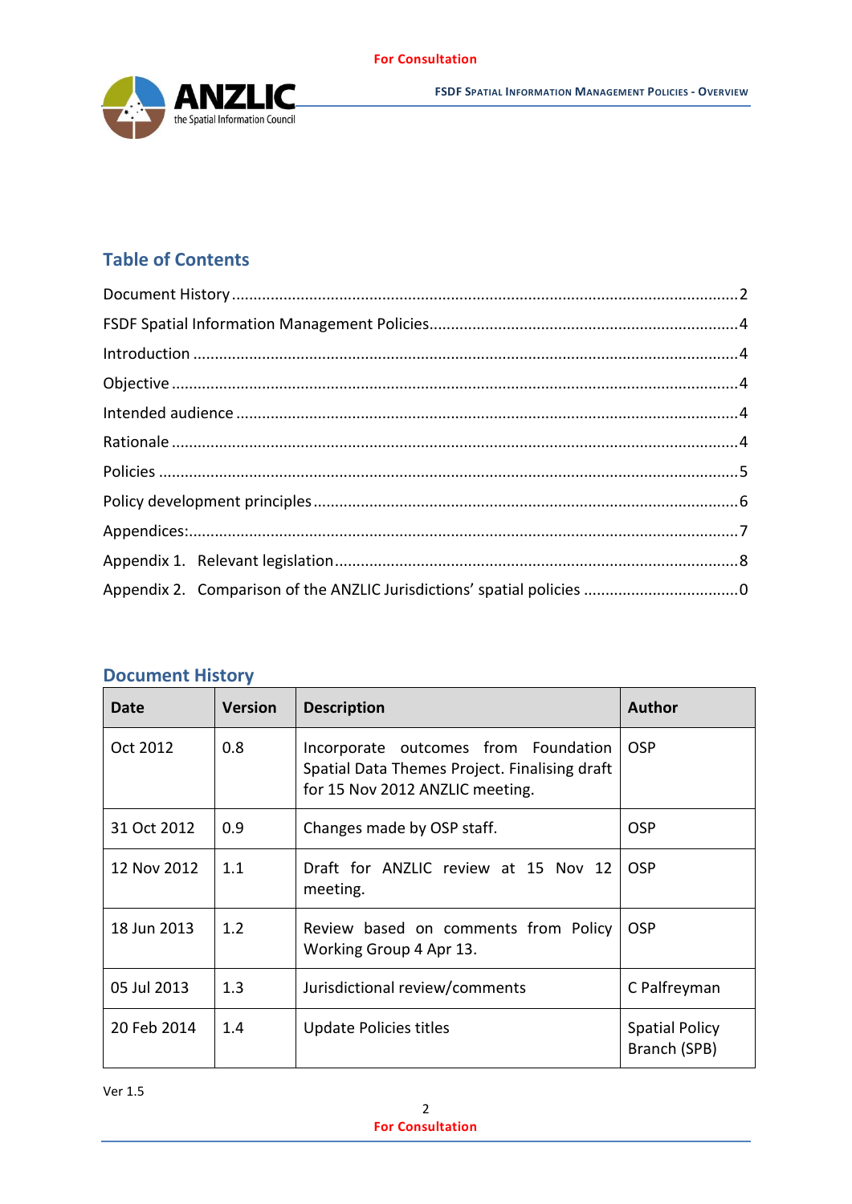## Table of Contents

Document History ....................................................................................................................2
FSDF Spatial Information Management Policies......................................................................4
Introduction ............................................................................................................................4
Objective .................................................................................................................................4
Intended audience ...................................................................................................................4
Rationale .................................................................................................................................4
Policies ....................................................................................................................................5
Policy development principles .................................................................................................6
Appendices:.............................................................................................................................7
Appendix 1. Relevant legislation ............................................................................................8
Appendix 2. Comparison of the ANZLIC Jurisdictions' spatial policies ...................................0

## Document History

| Date | Version | Description | Author |
|---|---|---|---|
| Oct 2012 | 0.8 | Incorporate outcomes from Foundation Spatial Data Themes Project. Finalising draft for 15 Nov 2012 ANZLIC meeting. | OSP |
| 31 Oct 2012 | 0.9 | Changes made by OSP staff. | OSP |
| 12 Nov 2012 | 1.1 | Draft for ANZLIC review at 15 Nov 12 meeting. | OSP |
| 18 Jun 2013 | 1.2 | Review based on comments from Policy Working Group 4 Apr 13. | OSP |
| 05 Jul 2013 | 1.3 | Jurisdictional review/comments | C Palfreyman |
| 20 Feb 2014 | 1.4 | Update Policies titles | Spatial Policy Branch (SPB) |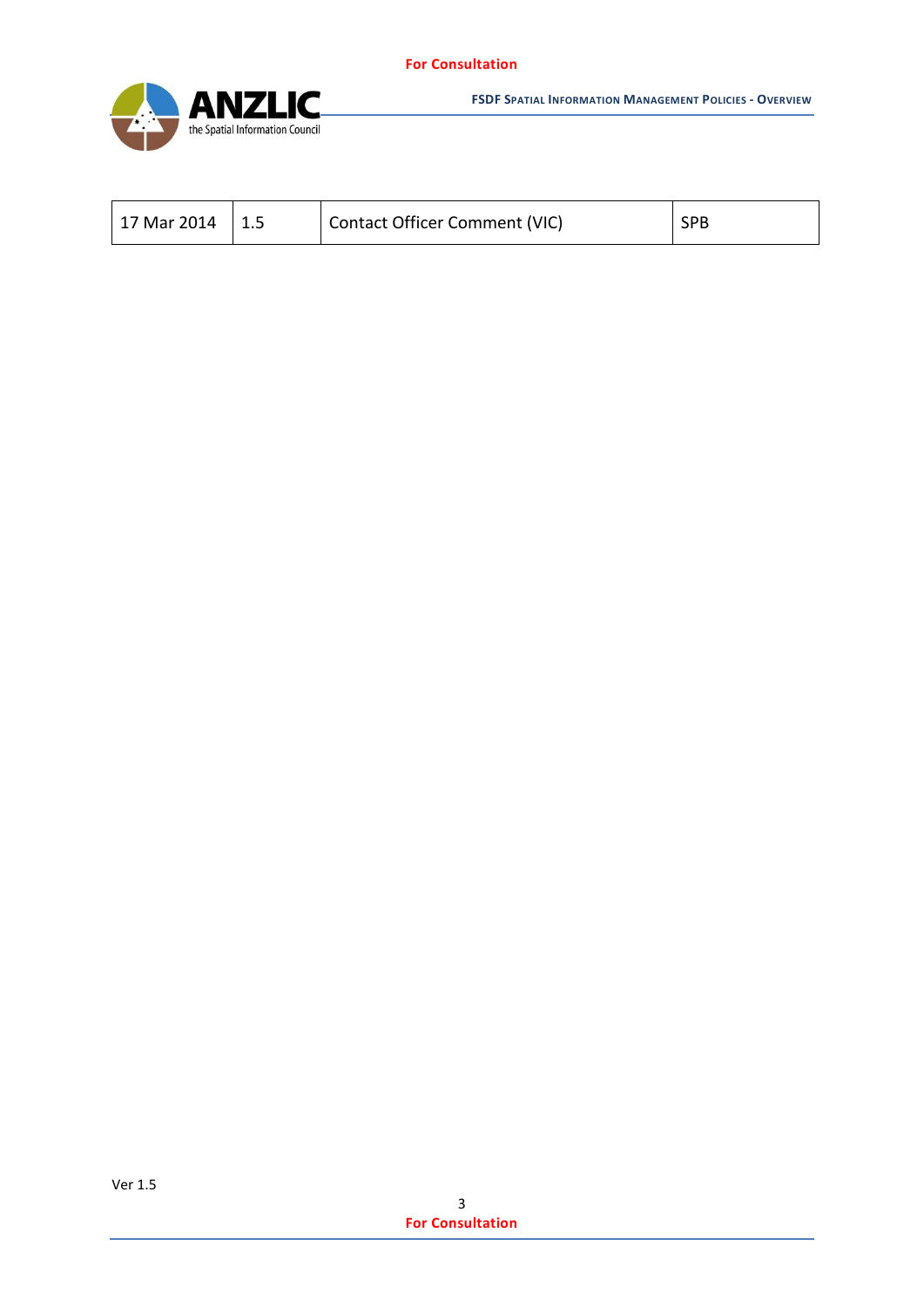| 17 Mar 2014 | 1.5 | Contact Officer Comment (VIC) | SPB |
| --- | --- | --- | --- |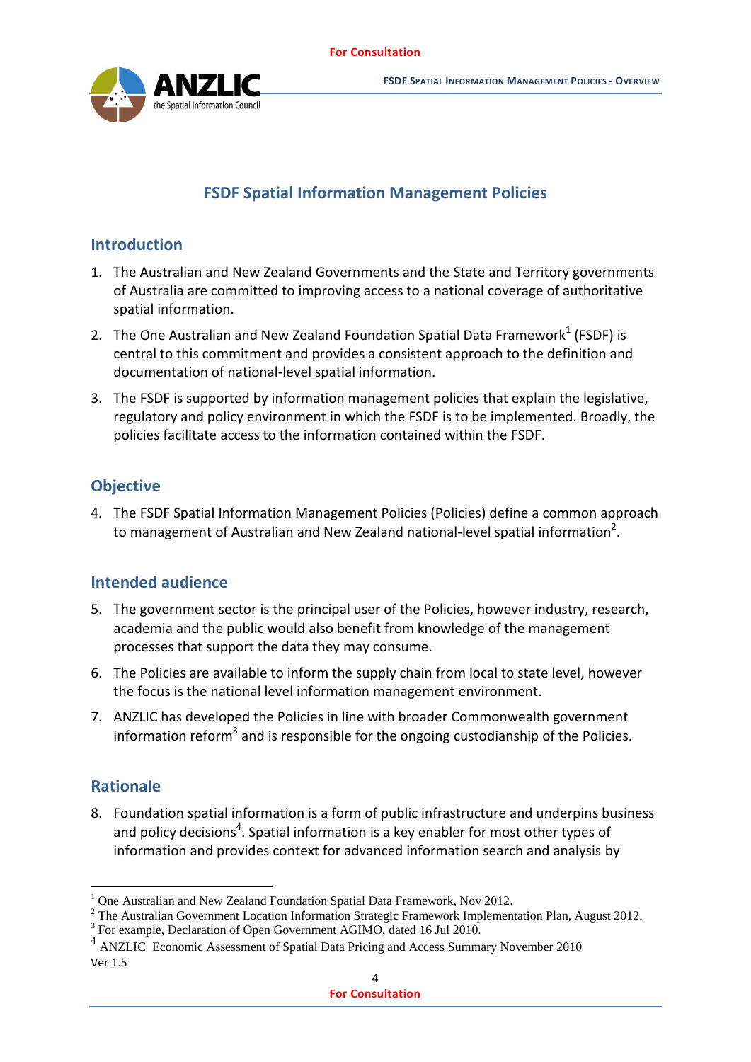# FSDF Spatial Information Management Policies

## Introduction

1. The Australian and New Zealand Governments and the State and Territory governments of Australia are committed to improving access to a national coverage of authoritative spatial information.
2. The One Australian and New Zealand Foundation Spatial Data Framework[1] (FSDF) is central to this commitment and provides a consistent approach to the definition and documentation of national-level spatial information.
3. The FSDF is supported by information management policies that explain the legislative, regulatory and policy environment in which the FSDF is to be implemented. Broadly, the policies facilitate access to the information contained within the FSDF.

## Objective

4. The FSDF Spatial Information Management Policies (Policies) define a common approach to management of Australian and New Zealand national-level spatial information[2].

## Intended audience

5. The government sector is the principal user of the Policies, however industry, research, academia and the public would also benefit from knowledge of the management processes that support the data they may consume.
6. The Policies are available to inform the supply chain from local to state level, however the focus is the national level information management environment.
7. ANZLIC has developed the Policies in line with broader Commonwealth government information reform[3] and is responsible for the ongoing custodianship of the Policies.

## Rationale

8. Foundation spatial information is a form of public infrastructure and underpins business and policy decisions[4]. Spatial information is a key enabler for most other types of information and provides context for advanced information search and analysis by

[1] One Australian and New Zealand Foundation Spatial Data Framework, Nov 2012.
[2] The Australian Government Location Information Strategic Framework Implementation Plan, August 2012.
[3] For example, Declaration of Open Government AGIMO, dated 16 Jul 2010.
[4] ANZLIC Economic Assessment of Spatial Data Pricing and Access Summary November 2010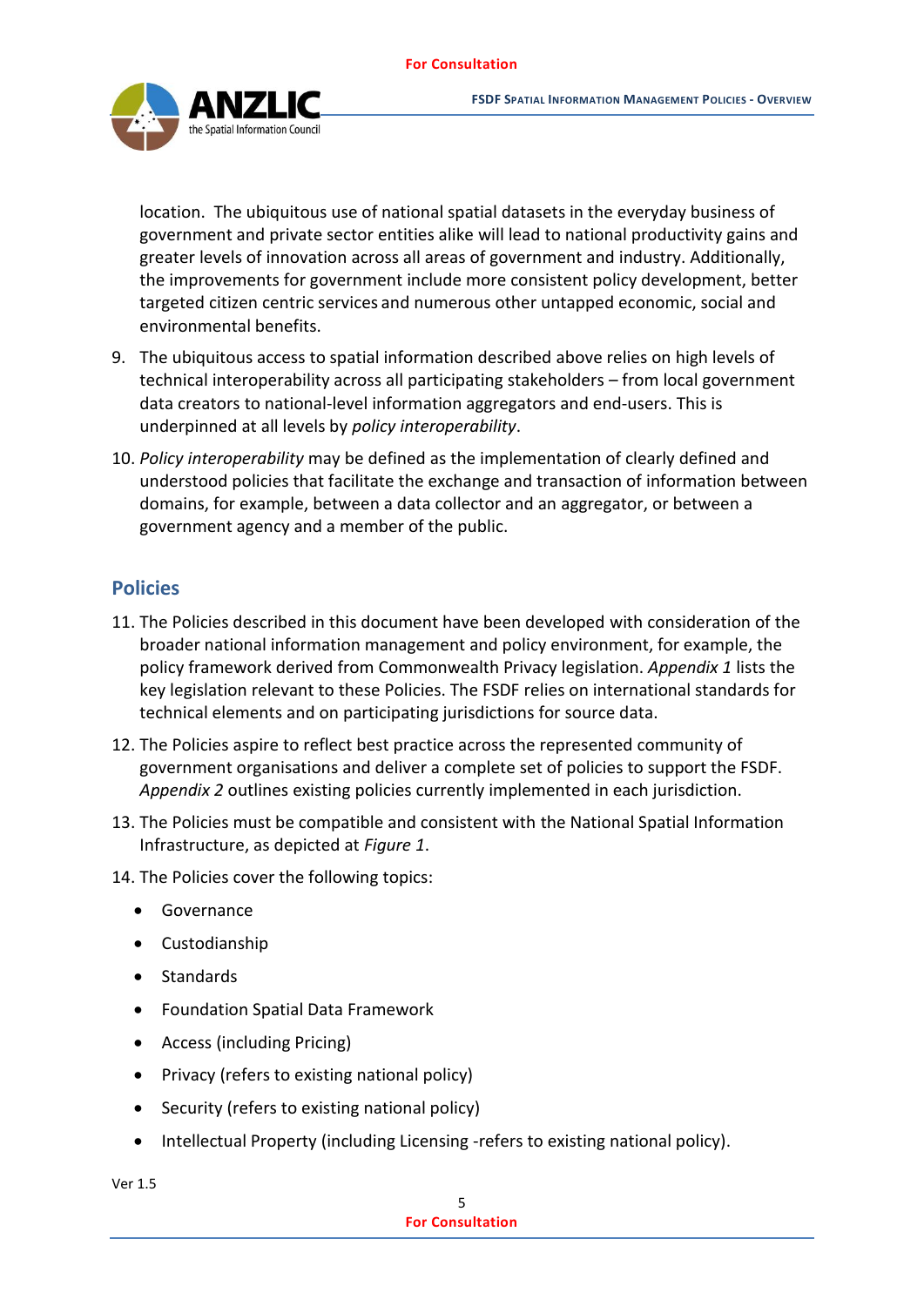location. The ubiquitous use of national spatial datasets in the everyday business of government and private sector entities alike will lead to national productivity gains and greater levels of innovation across all areas of government and industry. Additionally, the improvements for government include more consistent policy development, better targeted citizen centric services and numerous other untapped economic, social and environmental benefits.

9. The ubiquitous access to spatial information described above relies on high levels of technical interoperability across all participating stakeholders – from local government data creators to national-level information aggregators and end-users. This is underpinned at all levels by *policy interoperability*.

10. *Policy interoperability* may be defined as the implementation of clearly defined and understood policies that facilitate the exchange and transaction of information between domains, for example, between a data collector and an aggregator, or between a government agency and a member of the public.

## Policies

11. The Policies described in this document have been developed with consideration of the broader national information management and policy environment, for example, the policy framework derived from Commonwealth Privacy legislation. *Appendix 1* lists the key legislation relevant to these Policies. The FSDF relies on international standards for technical elements and on participating jurisdictions for source data.

12. The Policies aspire to reflect best practice across the represented community of government organisations and deliver a complete set of policies to support the FSDF. *Appendix 2* outlines existing policies currently implemented in each jurisdiction.

13. The Policies must be compatible and consistent with the National Spatial Information Infrastructure, as depicted at *Figure 1*.

14. The Policies cover the following topics:

   - Governance
   - Custodianship
   - Standards
   - Foundation Spatial Data Framework
   - Access (including Pricing)
   - Privacy (refers to existing national policy)
   - Security (refers to existing national policy)
   - Intellectual Property (including Licensing -refers to existing national policy).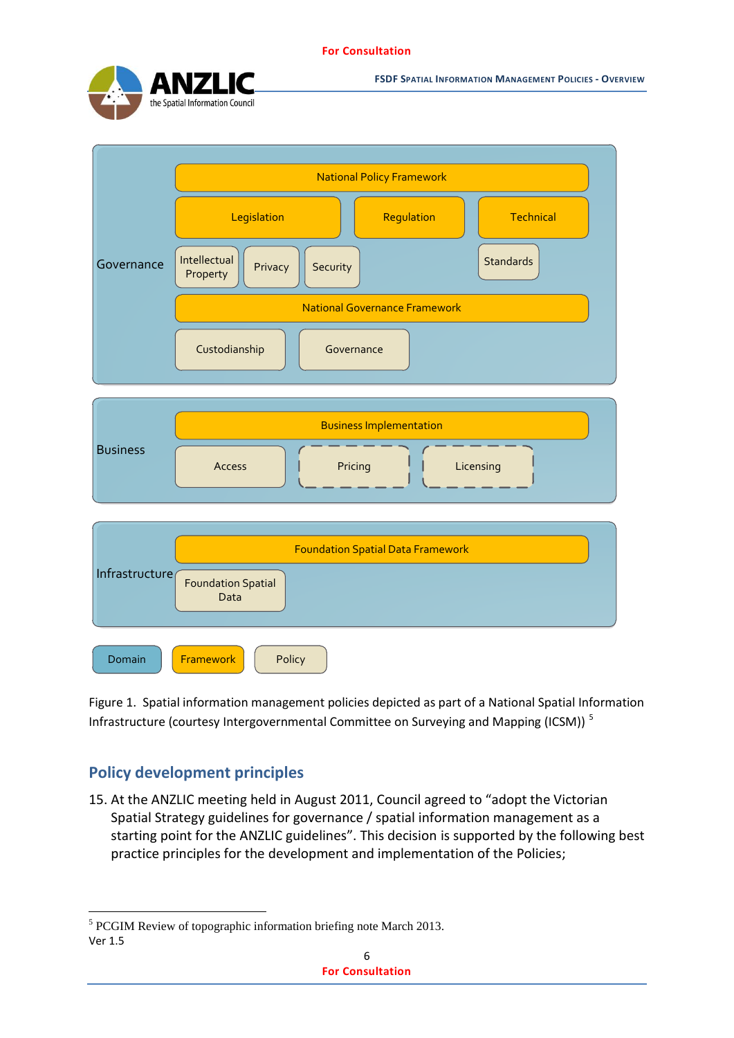Governance

National Policy Framework

Legislation | Regulation | Technical

Intellectual Property | Privacy | Security | Standards

National Governance Framework

Custodianship | Governance

Business

Business Implementation

Access | Pricing | Licensing

Infrastructure

Foundation Spatial Data Framework

Foundation Spatial Data

Domain | Framework | Policy

Figure 1. Spatial information management policies depicted as part of a National Spatial Information Infrastructure (courtesy Intergovernmental Committee on Surveying and Mapping (ICSM)) [5]

## Policy development principles

15. At the ANZLIC meeting held in August 2011, Council agreed to "adopt the Victorian Spatial Strategy guidelines for governance / spatial information management as a starting point for the ANZLIC guidelines". This decision is supported by the following best practice principles for the development and implementation of the Policies;

[5] PCGIM Review of topographic information briefing note March 2013.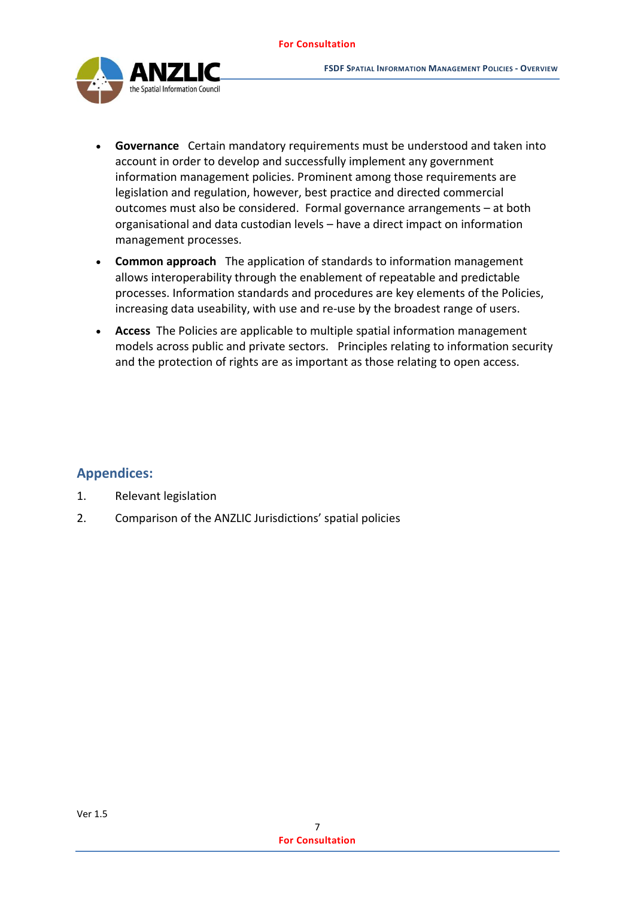- **Governance** Certain mandatory requirements must be understood and taken into account in order to develop and successfully implement any government information management policies. Prominent among those requirements are legislation and regulation, however, best practice and directed commercial outcomes must also be considered. Formal governance arrangements – at both organisational and data custodian levels – have a direct impact on information management processes.
- **Common approach** The application of standards to information management allows interoperability through the enablement of repeatable and predictable processes. Information standards and procedures are key elements of the Policies, increasing data useability, with use and re-use by the broadest range of users.
- **Access** The Policies are applicable to multiple spatial information management models across public and private sectors. Principles relating to information security and the protection of rights are as important as those relating to open access.

## Appendices:

1. Relevant legislation
2. Comparison of the ANZLIC Jurisdictions' spatial policies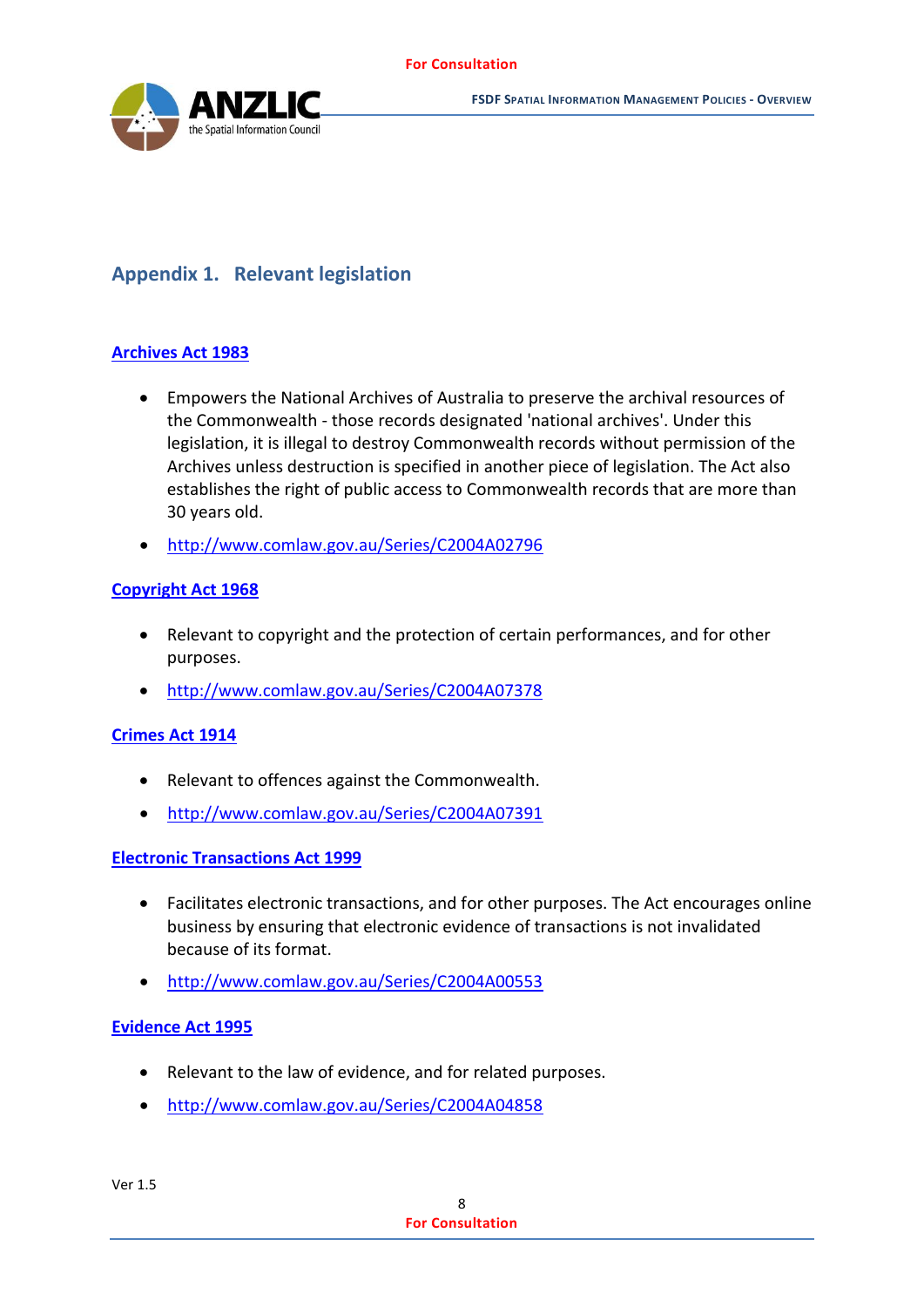## Appendix 1. Relevant legislation

### Archives Act 1983

- Empowers the National Archives of Australia to preserve the archival resources of the Commonwealth - those records designated 'national archives'. Under this legislation, it is illegal to destroy Commonwealth records without permission of the Archives unless destruction is specified in another piece of legislation. The Act also establishes the right of public access to Commonwealth records that are more than 30 years old.
- http://www.comlaw.gov.au/Series/C2004A02796

### Copyright Act 1968

- Relevant to copyright and the protection of certain performances, and for other purposes.
- http://www.comlaw.gov.au/Series/C2004A07378

### Crimes Act 1914

- Relevant to offences against the Commonwealth.
- http://www.comlaw.gov.au/Series/C2004A07391

### Electronic Transactions Act 1999

- Facilitates electronic transactions, and for other purposes. The Act encourages online business by ensuring that electronic evidence of transactions is not invalidated because of its format.
- http://www.comlaw.gov.au/Series/C2004A00553

### Evidence Act 1995

- Relevant to the law of evidence, and for related purposes.
- http://www.comlaw.gov.au/Series/C2004A04858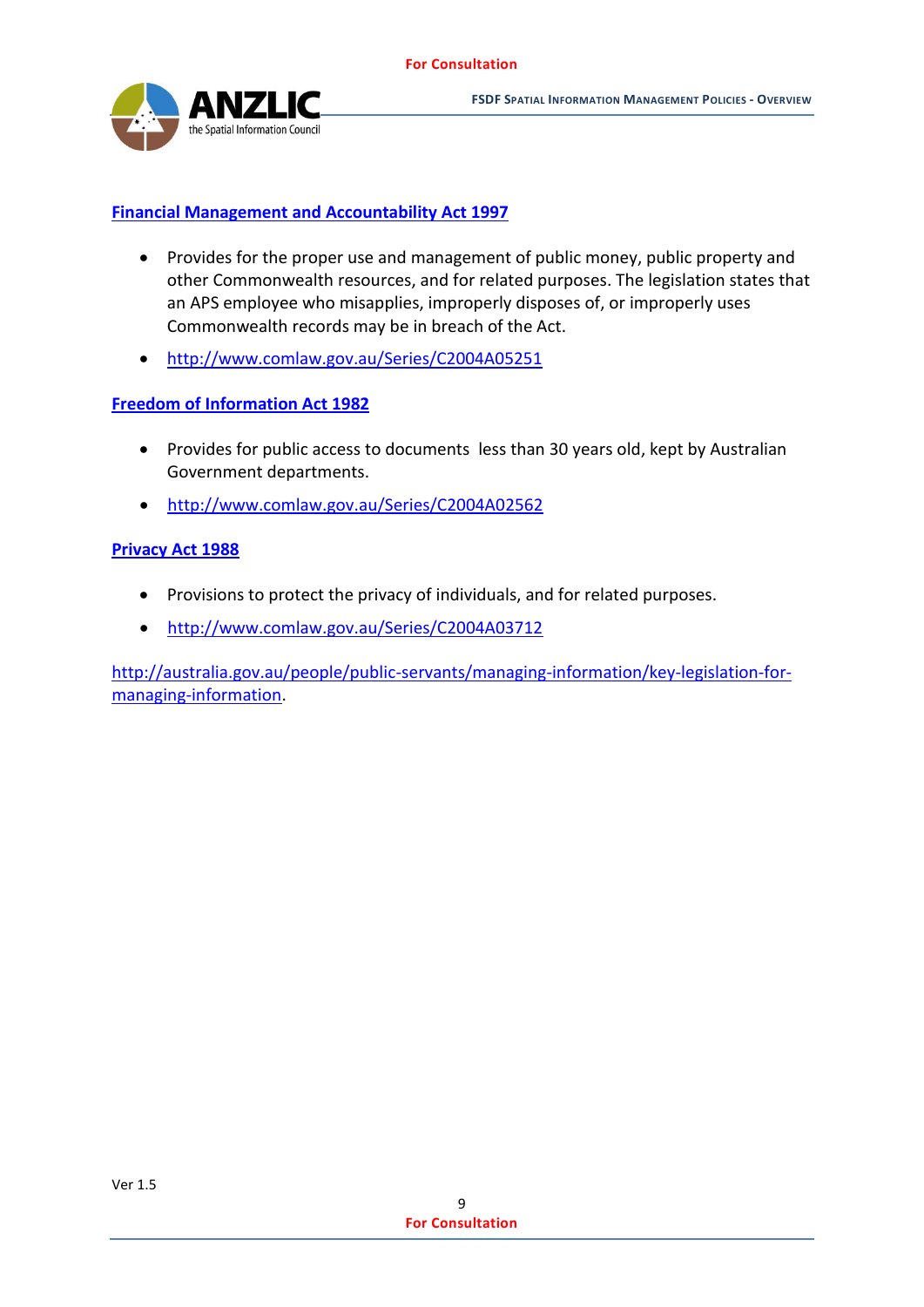**Financial Management and Accountability Act 1997**

- Provides for the proper use and management of public money, public property and other Commonwealth resources, and for related purposes. The legislation states that an APS employee who misapplies, improperly disposes of, or improperly uses Commonwealth records may be in breach of the Act.
- http://www.comlaw.gov.au/Series/C2004A05251

**Freedom of Information Act 1982**

- Provides for public access to documents less than 30 years old, kept by Australian Government departments.
- http://www.comlaw.gov.au/Series/C2004A02562

**Privacy Act 1988**

- Provisions to protect the privacy of individuals, and for related purposes.
- http://www.comlaw.gov.au/Series/C2004A03712

http://australia.gov.au/people/public-servants/managing-information/key-legislation-for-managing-information.

Ver 1.5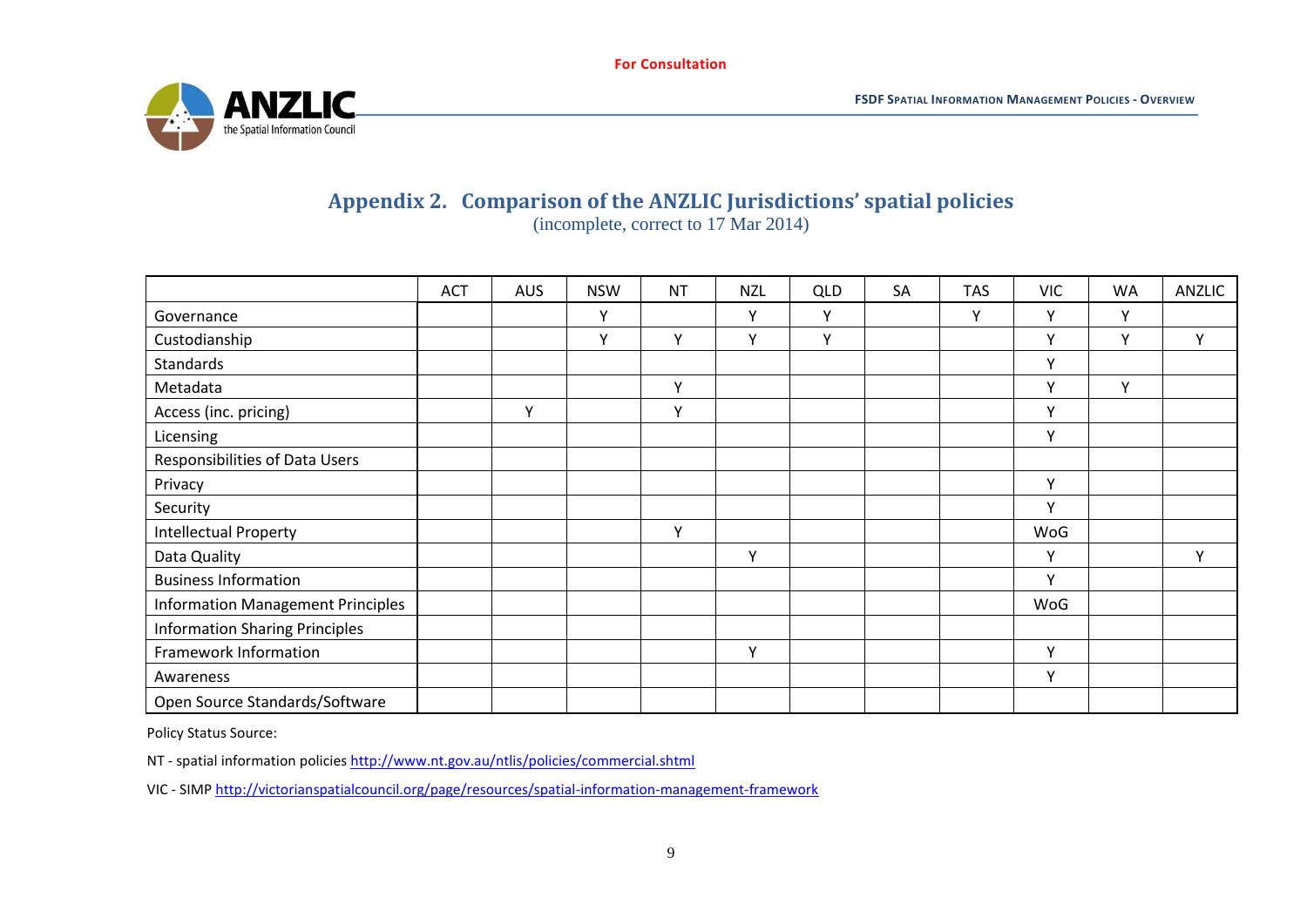For Consultation

# Appendix 2. Comparison of the ANZLIC Jurisdictions' spatial policies

(incomplete, correct to 17 Mar 2014)

| | ACT | AUS | NSW | NT | NZL | QLD | SA | TAS | VIC | WA | ANZLIC |
|---|---|---|---|---|---|---|---|---|---|---|---|
| Governance | | | Y | | Y | Y | | Y | Y | Y | |
| Custodianship | | | Y | Y | Y | Y | | | Y | Y | Y |
| Standards | | | | | | | | | Y | | |
| Metadata | | | | Y | | | | | Y | Y | |
| Access (inc. pricing) | | Y | | Y | | | | | Y | | |
| Licensing | | | | | | | | | Y | | |
| Responsibilities of Data Users | | | | | | | | | | | |
| Privacy | | | | | | | | | Y | | |
| Security | | | | | | | | | Y | | |
| Intellectual Property | | | | Y | | | | | WoG | | |
| Data Quality | | | | | Y | | | | Y | | Y |
| Business Information | | | | | | | | | Y | | |
| Information Management Principles | | | | | | | | | WoG | | |
| Information Sharing Principles | | | | | | | | | | | |
| Framework Information | | | | | Y | | | | Y | | |
| Awareness | | | | | | | | | Y | | |
| Open Source Standards/Software | | | | | | | | | | | |

Policy Status Source:

NT - spatial information policies http://www.nt.gov.au/ntlis/policies/commercial.shtml

VIC - SIMP http://victorianspatialcouncil.org/page/resources/spatial-information-management-framework